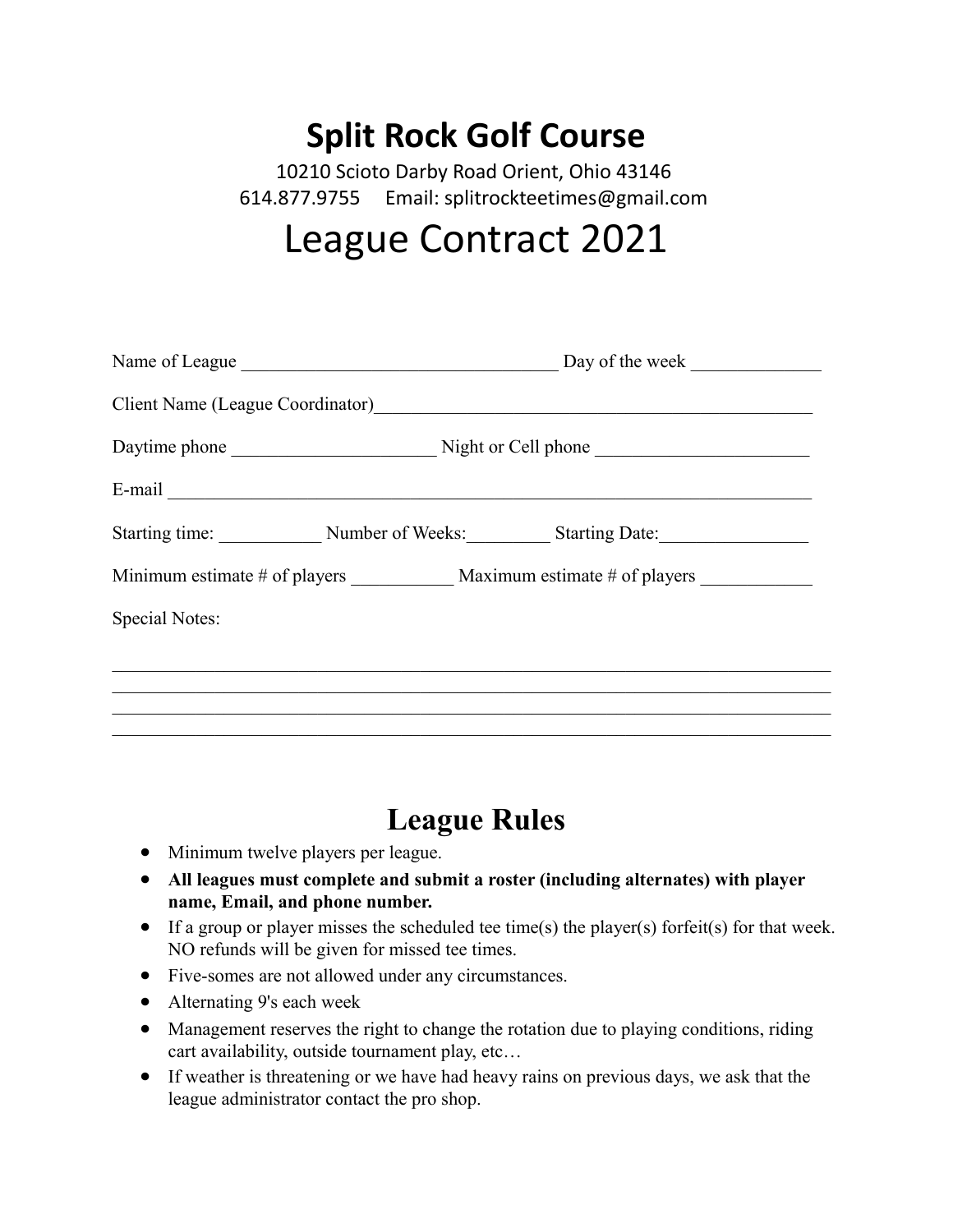# Split Rock Golf Course

10210 Scioto Darby Road Orient, Ohio 43146
614.877.9755 Email: splitrockteetimes@gmail.com

# League Contract 2021

Name of League ___________________________________ Day of the week ______________

Client Name (League Coordinator)________________________________________________

Daytime phone ______________________ Night or Cell phone _______________________

E-mail _______________________________________________________________________

Starting time: ___________ Number of Weeks:_________ Starting Date:________________

Minimum estimate # of players ___________ Maximum estimate # of players ____________

Special Notes:

______________________________________________________________________________
______________________________________________________________________________
______________________________________________________________________________
______________________________________________________________________________

## League Rules

- Minimum twelve players per league.
- **All leagues must complete and submit a roster (including alternates) with player name, Email, and phone number.**
- If a group or player misses the scheduled tee time(s) the player(s) forfeit(s) for that week. NO refunds will be given for missed tee times.
- Five-somes are not allowed under any circumstances.
- Alternating 9's each week
- Management reserves the right to change the rotation due to playing conditions, riding cart availability, outside tournament play, etc…
- If weather is threatening or we have had heavy rains on previous days, we ask that the league administrator contact the pro shop.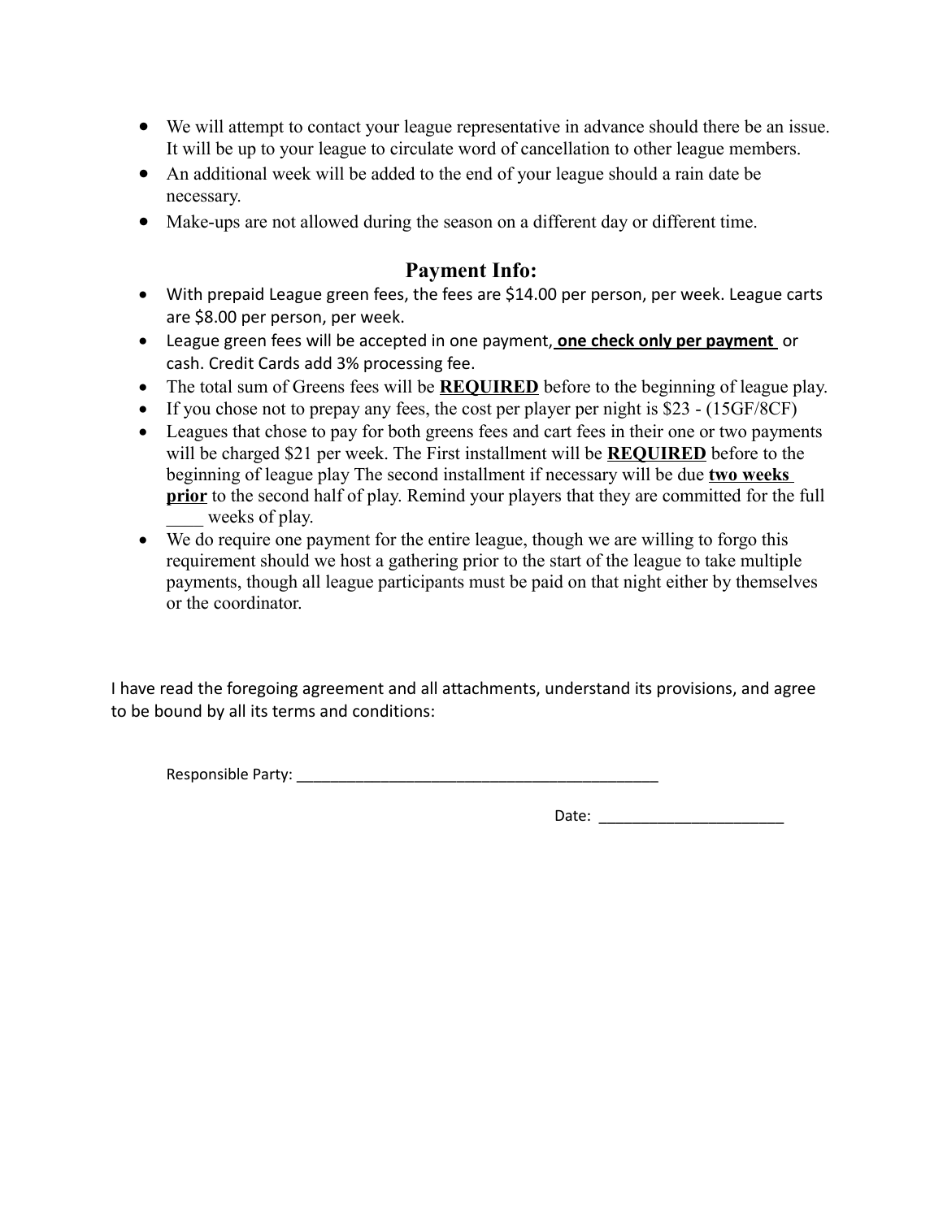- We will attempt to contact your league representative in advance should there be an issue. It will be up to your league to circulate word of cancellation to other league members.
- An additional week will be added to the end of your league should a rain date be necessary.
- Make-ups are not allowed during the season on a different day or different time.

## Payment Info:

- With prepaid League green fees, the fees are $14.00 per person, per week. League carts are $8.00 per person, per week.
- League green fees will be accepted in one payment, **one check only per payment** or cash. Credit Cards add 3% processing fee.
- The total sum of Greens fees will be **REQUIRED** before to the beginning of league play.
- If you chose not to prepay any fees, the cost per player per night is $23 - (15GF/8CF)
- Leagues that chose to pay for both greens fees and cart fees in their one or two payments will be charged $21 per week. The First installment will be **REQUIRED** before to the beginning of league play The second installment if necessary will be due **two weeks prior** to the second half of play. Remind your players that they are committed for the full ____ weeks of play.
- We do require one payment for the entire league, though we are willing to forgo this requirement should we host a gathering prior to the start of the league to take multiple payments, though all league participants must be paid on that night either by themselves or the coordinator.

I have read the foregoing agreement and all attachments, understand its provisions, and agree to be bound by all its terms and conditions:

Responsible Party: ____________________________________________

Date: ______________________